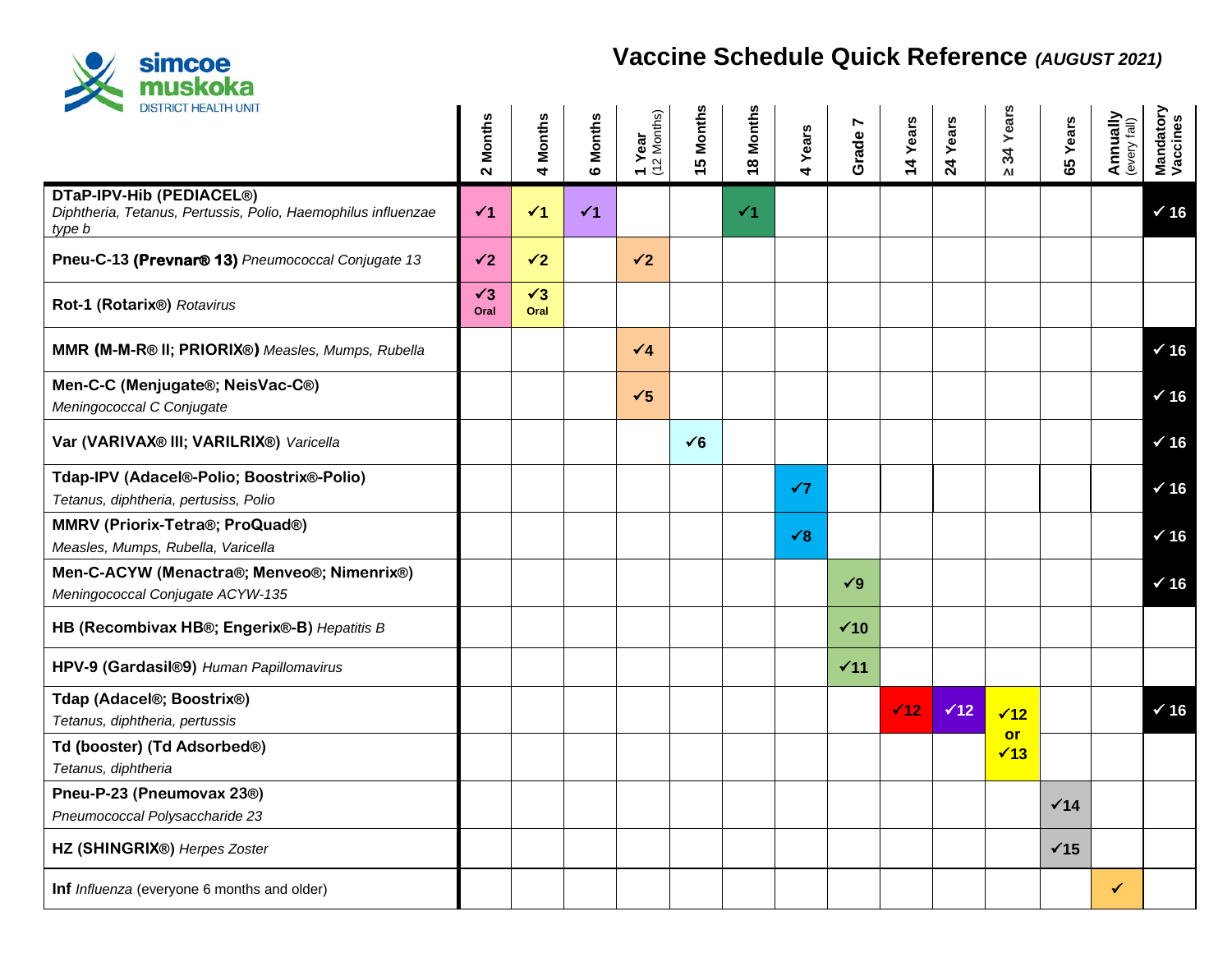simcoe muskoka DISTRICT HEALTH UNIT

# Vaccine Schedule Quick Reference *(AUGUST 2021)*

| | 2 Months | 4 Months | 6 Months | 1 Year (12 Months) | 15 Months | 18 Months | 4 Years | Grade 7 | 14 Years | 24 Years | ≥ 34 Years | 65 Years | Annually (every fall) | Mandatory Vaccines |
|---|---|---|---|---|---|---|---|---|---|---|---|---|---|---|
| **DTaP-IPV-Hib (PEDIACEL®)** *Diphtheria, Tetanus, Pertussis, Polio, Haemophilus influenzae type b* | ✓1 | ✓1 | ✓1 | | | ✓1 | | | | | | | | ✓ 16 |
| **Pneu-C-13 (Prevnar® 13)** *Pneumococcal Conjugate 13* | ✓2 | ✓2 | | ✓2 | | | | | | | | | | |
| **Rot-1 (Rotarix®)** *Rotavirus* | ✓3 Oral | ✓3 Oral | | | | | | | | | | | | |
| **MMR (M-M-R® II; PRIORIX®)** *Measles, Mumps, Rubella* | | | | ✓4 | | | | | | | | | | ✓ 16 |
| **Men-C-C (Menjugate®; NeisVac-C®)** *Meningococcal C Conjugate* | | | | ✓5 | | | | | | | | | | ✓ 16 |
| **Var (VARIVAX® III; VARILRIX®)** *Varicella* | | | | | ✓6 | | | | | | | | | ✓ 16 |
| **Tdap-IPV (Adacel®-Polio; Boostrix®-Polio)** *Tetanus, diphtheria, pertusiss, Polio* | | | | | | | ✓7 | | | | | | | ✓ 16 |
| **MMRV (Priorix-Tetra®; ProQuad®)** *Measles, Mumps, Rubella, Varicella* | | | | | | | ✓8 | | | | | | | ✓ 16 |
| **Men-C-ACYW (Menactra®; Menveo®; Nimenrix®)** *Meningococcal Conjugate ACYW-135* | | | | | | | | ✓9 | | | | | | ✓ 16 |
| **HB (Recombivax HB®; Engerix®-B)** *Hepatitis B* | | | | | | | | ✓10 | | | | | | |
| **HPV-9 (Gardasil®9)** *Human Papillomavirus* | | | | | | | | ✓11 | | | | | | |
| **Tdap (Adacel®; Boostrix®)** *Tetanus, diphtheria, pertussis* | | | | | | | | | ✓12 | ✓12 | ✓12 or | | | ✓ 16 |
| **Td (booster) (Td Adsorbed®)** *Tetanus, diphtheria* | | | | | | | | | | | ✓13 | | | |
| **Pneu-P-23 (Pneumovax 23®)** *Pneumococcal Polysaccharide 23* | | | | | | | | | | | | ✓14 | | |
| **HZ (SHINGRIX®)** *Herpes Zoster* | | | | | | | | | | | | ✓15 | | |
| **Inf** *Influenza* (everyone 6 months and older) | | | | | | | | | | | | | ✓ | |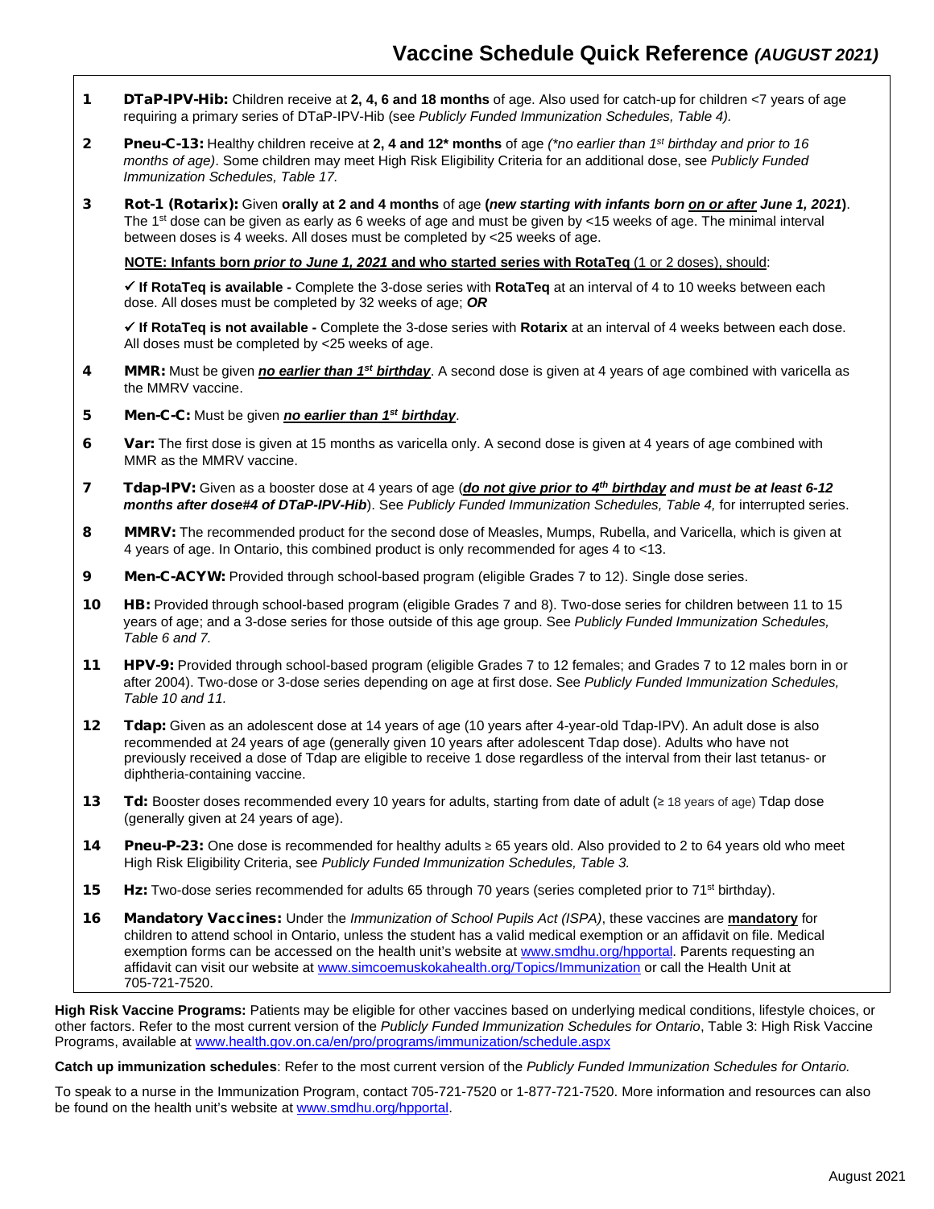# Vaccine Schedule Quick Reference *(AUGUST 2021)*

**1** **DTaP-IPV-Hib:** Children receive at **2, 4, 6 and 18 months** of age. Also used for catch-up for children <7 years of age requiring a primary series of DTaP-IPV-Hib (see *Publicly Funded Immunization Schedules, Table 4).*

**2** **Pneu-C-13:** Healthy children receive at **2, 4 and 12* months** of age *(*no earlier than 1st birthday and prior to 16 months of age)*. Some children may meet High Risk Eligibility Criteria for an additional dose, see *Publicly Funded Immunization Schedules, Table 17.*

**3** **Rot-1 (Rotarix):** Given **orally at 2 and 4 months** of age **(*new starting with infants born on or after June 1, 2021*)**. The 1st dose can be given as early as 6 weeks of age and must be given by <15 weeks of age. The minimal interval between doses is 4 weeks. All doses must be completed by <25 weeks of age.

**NOTE: Infants born *prior to June 1, 2021* and who started series with RotaTeq** (1 or 2 doses), should:

✓ **If RotaTeq is available -** Complete the 3-dose series with **RotaTeq** at an interval of 4 to 10 weeks between each dose. All doses must be completed by 32 weeks of age; ***OR***

✓ **If RotaTeq is not available -** Complete the 3-dose series with **Rotarix** at an interval of 4 weeks between each dose. All doses must be completed by <25 weeks of age.

**4** **MMR:** Must be given ***no earlier than 1st birthday***. A second dose is given at 4 years of age combined with varicella as the MMRV vaccine.

**5** **Men-C-C:** Must be given ***no earlier than 1st birthday***.

**6** **Var:** The first dose is given at 15 months as varicella only. A second dose is given at 4 years of age combined with MMR as the MMRV vaccine.

**7** **Tdap-IPV:** Given as a booster dose at 4 years of age (***do not give prior to 4th birthday and must be at least 6-12 months after dose#4 of DTaP-IPV-Hib***). See *Publicly Funded Immunization Schedules, Table 4,* for interrupted series.

**8** **MMRV:** The recommended product for the second dose of Measles, Mumps, Rubella, and Varicella, which is given at 4 years of age. In Ontario, this combined product is only recommended for ages 4 to <13.

**9** **Men-C-ACYW:** Provided through school-based program (eligible Grades 7 to 12). Single dose series.

**10** **HB:** Provided through school-based program (eligible Grades 7 and 8). Two-dose series for children between 11 to 15 years of age; and a 3-dose series for those outside of this age group. See *Publicly Funded Immunization Schedules, Table 6 and 7.*

**11** **HPV-9:** Provided through school-based program (eligible Grades 7 to 12 females; and Grades 7 to 12 males born in or after 2004). Two-dose or 3-dose series depending on age at first dose. See *Publicly Funded Immunization Schedules, Table 10 and 11.*

**12** **Tdap:** Given as an adolescent dose at 14 years of age (10 years after 4-year-old Tdap-IPV). An adult dose is also recommended at 24 years of age (generally given 10 years after adolescent Tdap dose). Adults who have not previously received a dose of Tdap are eligible to receive 1 dose regardless of the interval from their last tetanus- or diphtheria-containing vaccine.

**13** **Td:** Booster doses recommended every 10 years for adults, starting from date of adult (≥ 18 years of age) Tdap dose (generally given at 24 years of age).

**14** **Pneu-P-23:** One dose is recommended for healthy adults ≥ 65 years old. Also provided to 2 to 64 years old who meet High Risk Eligibility Criteria, see *Publicly Funded Immunization Schedules, Table 3.*

**15** **Hz:** Two-dose series recommended for adults 65 through 70 years (series completed prior to 71st birthday).

**16** **Mandatory Vaccines:** Under the *Immunization of School Pupils Act (ISPA)*, these vaccines are **mandatory** for children to attend school in Ontario, unless the student has a valid medical exemption or an affidavit on file. Medical exemption forms can be accessed on the health unit's website at www.smdhu.org/hpportal. Parents requesting an affidavit can visit our website at www.simcoemuskokahealth.org/Topics/Immunization or call the Health Unit at 705-721-7520.

**High Risk Vaccine Programs:** Patients may be eligible for other vaccines based on underlying medical conditions, lifestyle choices, or other factors. Refer to the most current version of the *Publicly Funded Immunization Schedules for Ontario*, Table 3: High Risk Vaccine Programs, available at www.health.gov.on.ca/en/pro/programs/immunization/schedule.aspx

**Catch up immunization schedules**: Refer to the most current version of the *Publicly Funded Immunization Schedules for Ontario.*

To speak to a nurse in the Immunization Program, contact 705-721-7520 or 1-877-721-7520. More information and resources can also be found on the health unit's website at www.smdhu.org/hpportal.